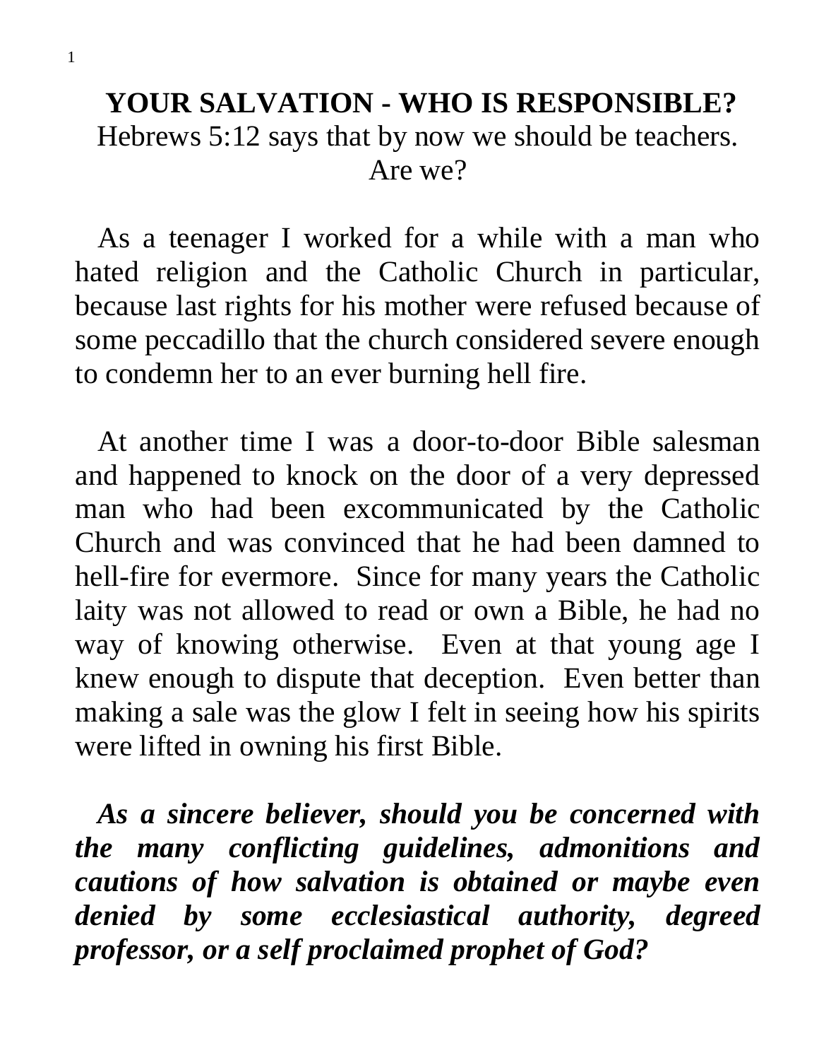# YOUR SALVATION - WHO IS RESPONSIBLE?

Hebrews 5:12 says that by now we should be teachers. Are we?

As a teenager I worked for a while with a man who hated religion and the Catholic Church in particular, because last rights for his mother were refused because of some peccadillo that the church considered severe enough to condemn her to an ever burning hell fire.

At another time I was a door-to-door Bible salesman and happened to knock on the door of a very depressed man who had been excommunicated by the Catholic Church and was convinced that he had been damned to hell-fire for evermore. Since for many years the Catholic laity was not allowed to read or own a Bible, he had no way of knowing otherwise. Even at that young age I knew enough to dispute that deception. Even better than making a sale was the glow I felt in seeing how his spirits were lifted in owning his first Bible.

***As a sincere believer, should you be concerned with the many conflicting guidelines, admonitions and cautions of how salvation is obtained or maybe even denied by some ecclesiastical authority, degreed professor, or a self proclaimed prophet of God?***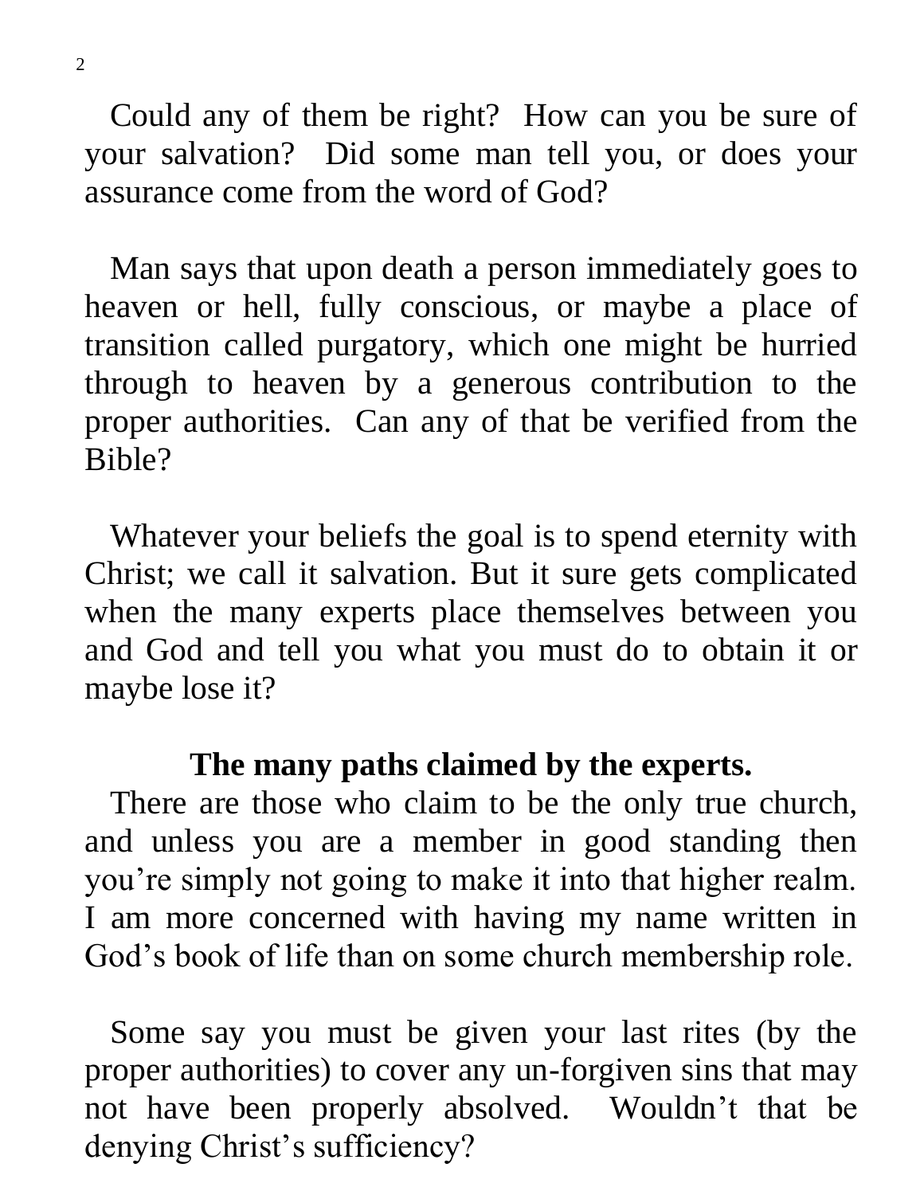Could any of them be right? How can you be sure of your salvation? Did some man tell you, or does your assurance come from the word of God?

Man says that upon death a person immediately goes to heaven or hell, fully conscious, or maybe a place of transition called purgatory, which one might be hurried through to heaven by a generous contribution to the proper authorities. Can any of that be verified from the Bible?

Whatever your beliefs the goal is to spend eternity with Christ; we call it salvation. But it sure gets complicated when the many experts place themselves between you and God and tell you what you must do to obtain it or maybe lose it?

## The many paths claimed by the experts.

There are those who claim to be the only true church, and unless you are a member in good standing then you're simply not going to make it into that higher realm. I am more concerned with having my name written in God's book of life than on some church membership role.

Some say you must be given your last rites (by the proper authorities) to cover any un-forgiven sins that may not have been properly absolved. Wouldn't that be denying Christ's sufficiency?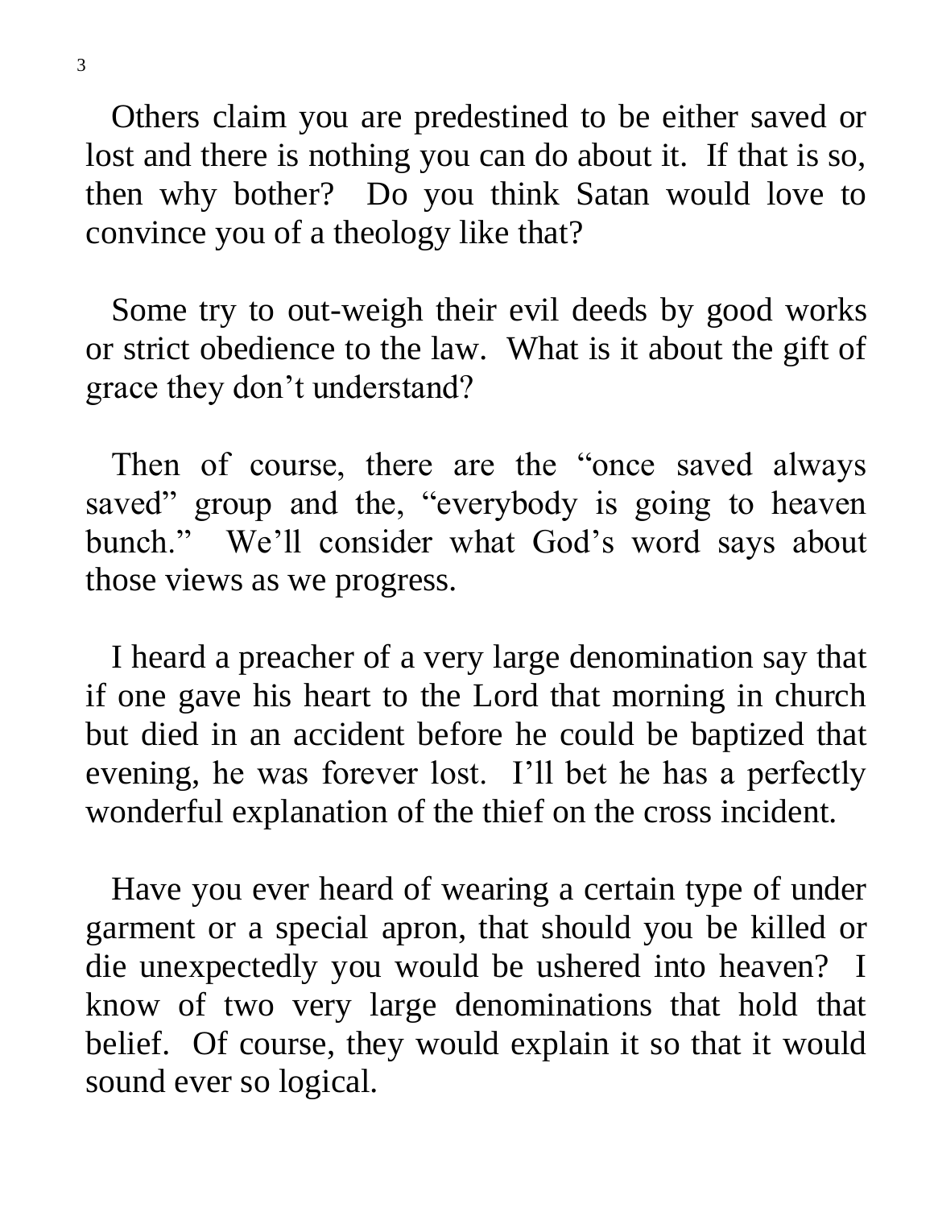Others claim you are predestined to be either saved or lost and there is nothing you can do about it. If that is so, then why bother? Do you think Satan would love to convince you of a theology like that?

Some try to out-weigh their evil deeds by good works or strict obedience to the law. What is it about the gift of grace they don't understand?

Then of course, there are the "once saved always saved" group and the, "everybody is going to heaven bunch." We'll consider what God's word says about those views as we progress.

I heard a preacher of a very large denomination say that if one gave his heart to the Lord that morning in church but died in an accident before he could be baptized that evening, he was forever lost. I'll bet he has a perfectly wonderful explanation of the thief on the cross incident.

Have you ever heard of wearing a certain type of under garment or a special apron, that should you be killed or die unexpectedly you would be ushered into heaven? I know of two very large denominations that hold that belief. Of course, they would explain it so that it would sound ever so logical.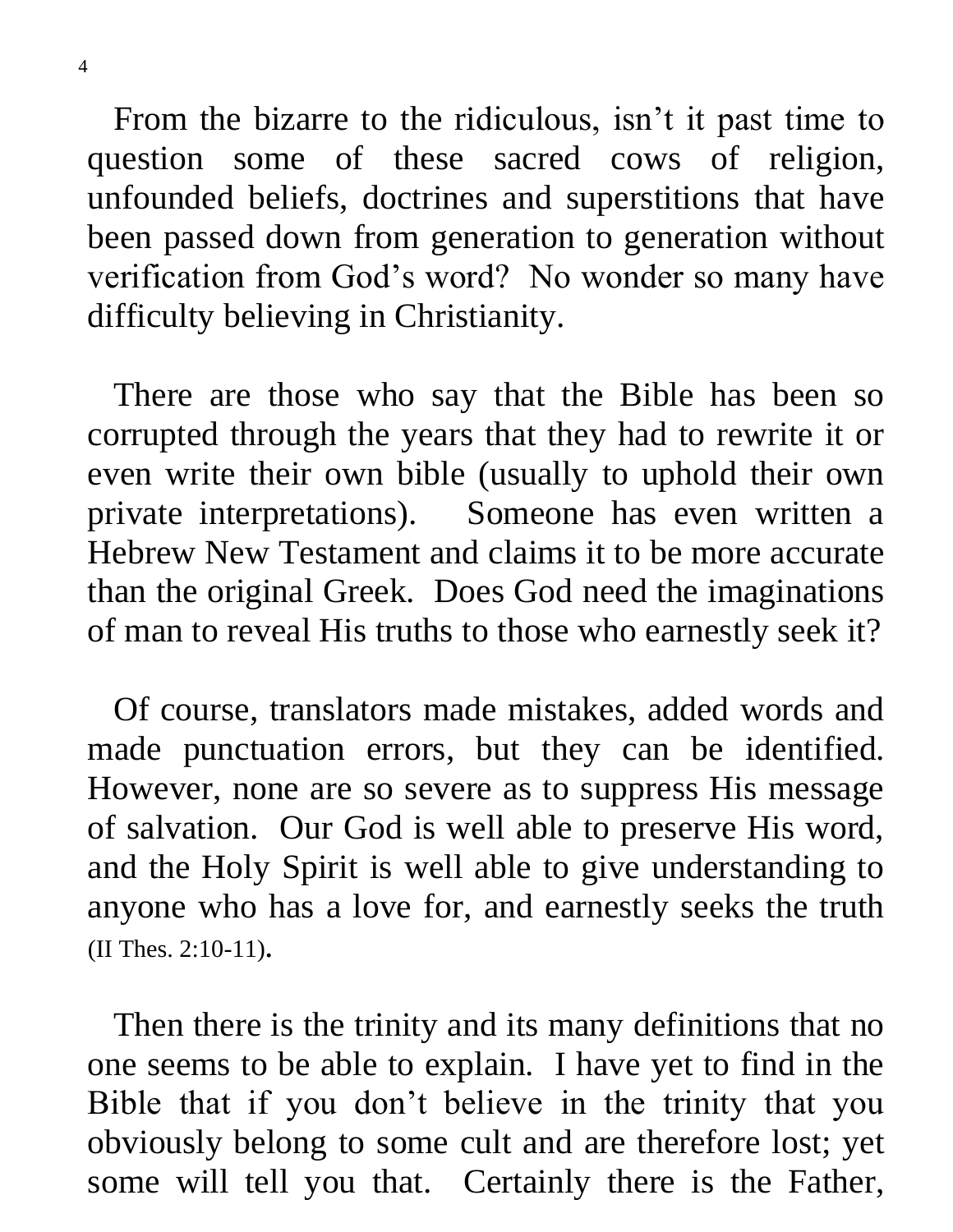From the bizarre to the ridiculous, isn't it past time to question some of these sacred cows of religion, unfounded beliefs, doctrines and superstitions that have been passed down from generation to generation without verification from God's word? No wonder so many have difficulty believing in Christianity.

There are those who say that the Bible has been so corrupted through the years that they had to rewrite it or even write their own bible (usually to uphold their own private interpretations). Someone has even written a Hebrew New Testament and claims it to be more accurate than the original Greek. Does God need the imaginations of man to reveal His truths to those who earnestly seek it?

Of course, translators made mistakes, added words and made punctuation errors, but they can be identified. However, none are so severe as to suppress His message of salvation. Our God is well able to preserve His word, and the Holy Spirit is well able to give understanding to anyone who has a love for, and earnestly seeks the truth (II Thes. 2:10-11).

Then there is the trinity and its many definitions that no one seems to be able to explain. I have yet to find in the Bible that if you don't believe in the trinity that you obviously belong to some cult and are therefore lost; yet some will tell you that. Certainly there is the Father,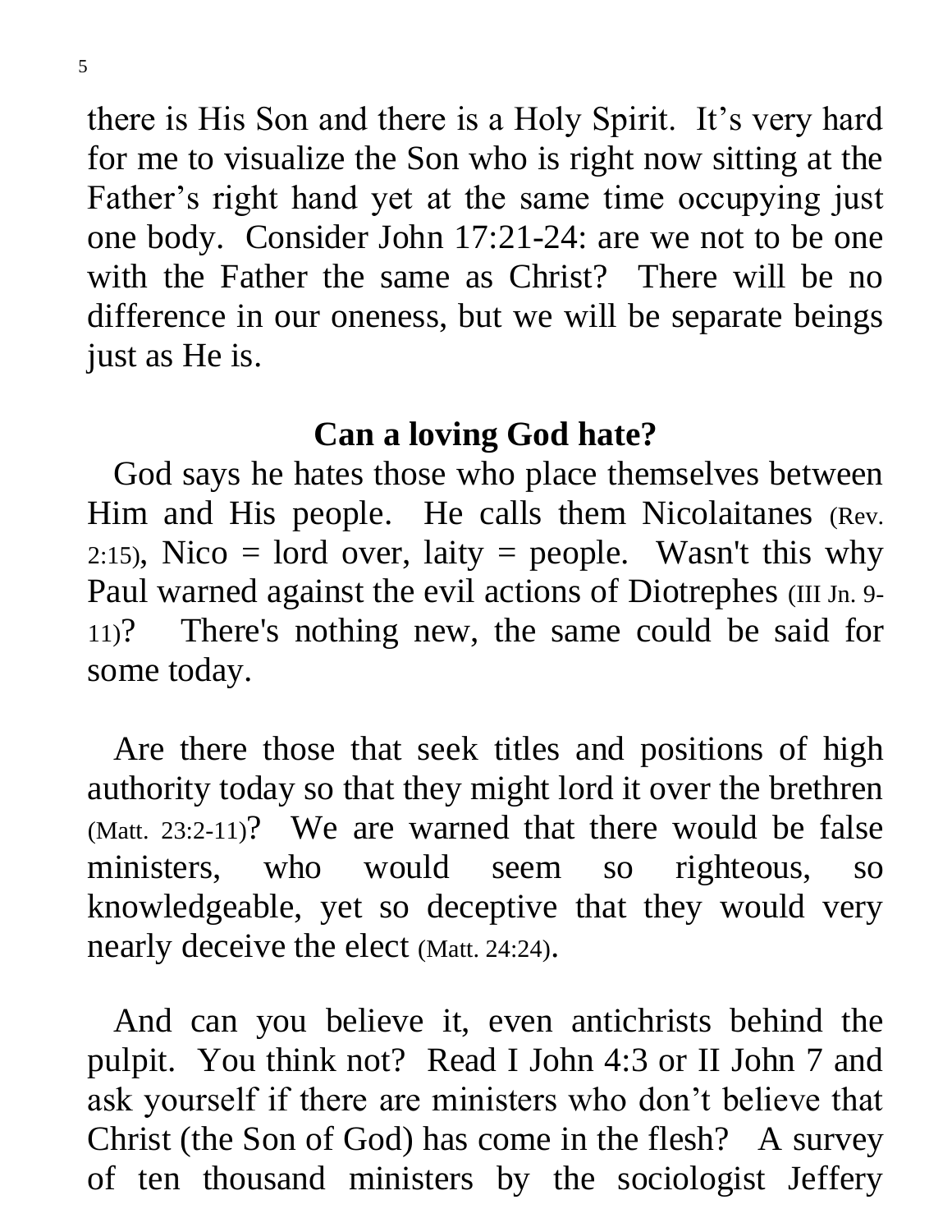there is His Son and there is a Holy Spirit.  It's very hard for me to visualize the Son who is right now sitting at the Father's right hand yet at the same time occupying just one body.  Consider John 17:21-24: are we not to be one with the Father the same as Christ?  There will be no difference in our oneness, but we will be separate beings just as He is.

## Can a loving God hate?

God says he hates those who place themselves between Him and His people.  He calls them Nicolaitanes (Rev. 2:15), Nico = lord over, laity = people.  Wasn't this why Paul warned against the evil actions of Diotrephes (III Jn. 9-11)?  There's nothing new, the same could be said for some today.

Are there those that seek titles and positions of high authority today so that they might lord it over the brethren (Matt. 23:2-11)?  We are warned that there would be false ministers, who would seem so righteous, so knowledgeable, yet so deceptive that they would very nearly deceive the elect (Matt. 24:24).

And can you believe it, even antichrists behind the pulpit.  You think not?  Read I John 4:3 or II John 7 and ask yourself if there are ministers who don't believe that Christ (the Son of God) has come in the flesh?  A survey of ten thousand ministers by the sociologist Jeffery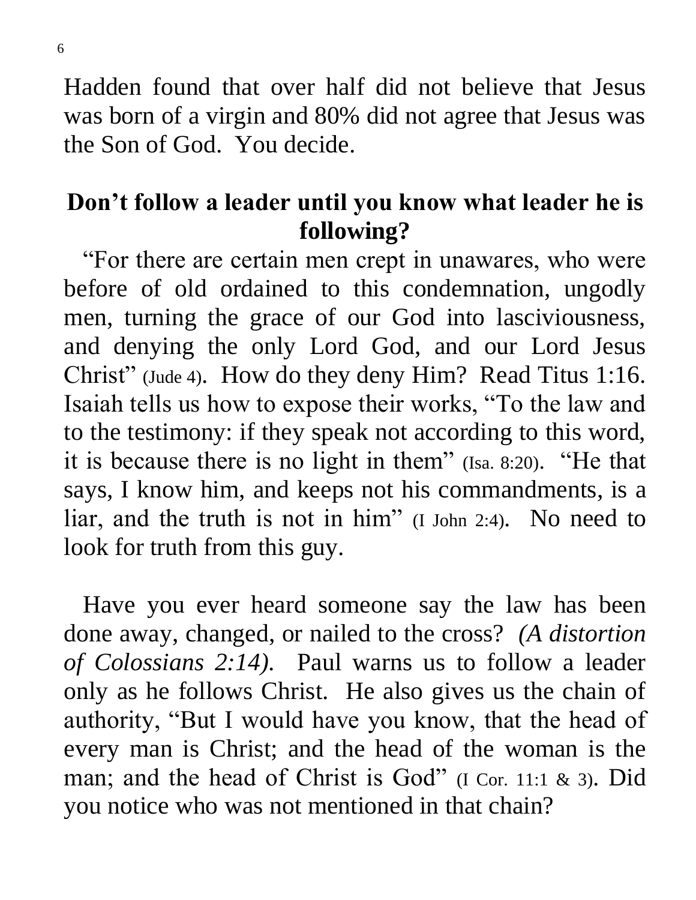Hadden found that over half did not believe that Jesus was born of a virgin and 80% did not agree that Jesus was the Son of God. You decide.

## Don't follow a leader until you know what leader he is following?

"For there are certain men crept in unawares, who were before of old ordained to this condemnation, ungodly men, turning the grace of our God into lasciviousness, and denying the only Lord God, and our Lord Jesus Christ" (Jude 4). How do they deny Him? Read Titus 1:16. Isaiah tells us how to expose their works, "To the law and to the testimony: if they speak not according to this word, it is because there is no light in them" (Isa. 8:20). "He that says, I know him, and keeps not his commandments, is a liar, and the truth is not in him" (I John 2:4). No need to look for truth from this guy.

Have you ever heard someone say the law has been done away, changed, or nailed to the cross? *(A distortion of Colossians 2:14).* Paul warns us to follow a leader only as he follows Christ. He also gives us the chain of authority, "But I would have you know, that the head of every man is Christ; and the head of the woman is the man; and the head of Christ is God" (I Cor. 11:1 & 3). Did you notice who was not mentioned in that chain?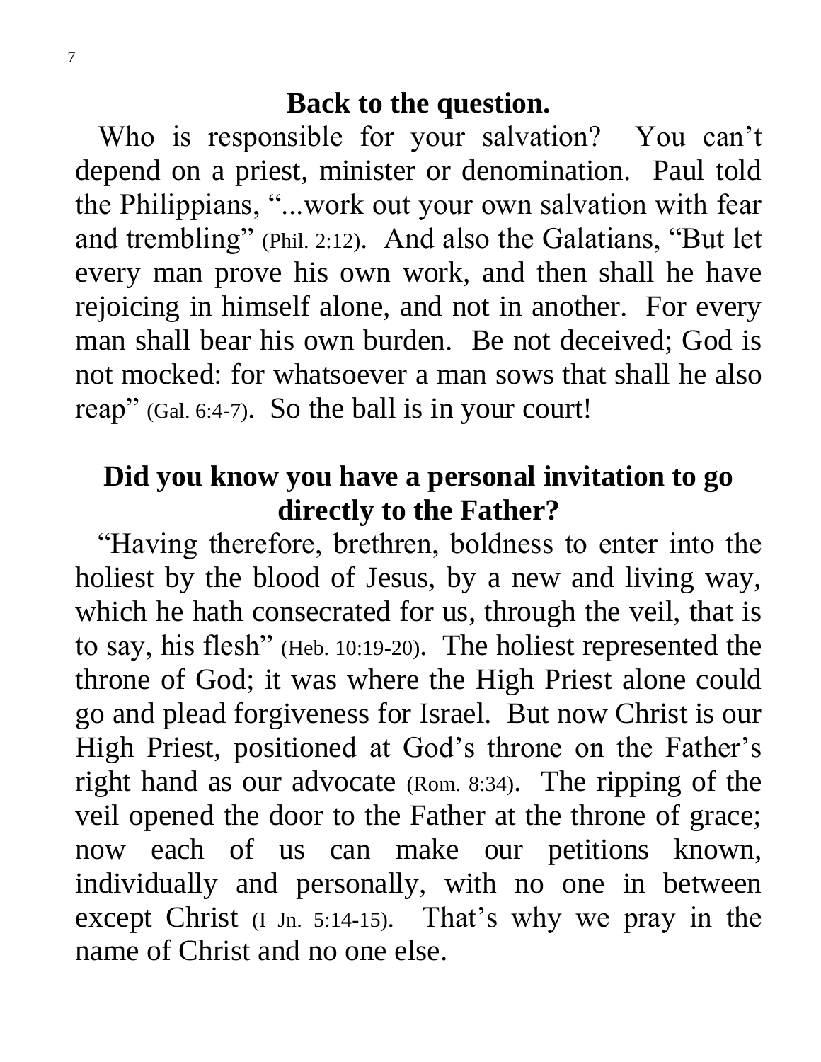## Back to the question.

Who is responsible for your salvation? You can't depend on a priest, minister or denomination. Paul told the Philippians, "...work out your own salvation with fear and trembling" (Phil. 2:12). And also the Galatians, "But let every man prove his own work, and then shall he have rejoicing in himself alone, and not in another. For every man shall bear his own burden. Be not deceived; God is not mocked: for whatsoever a man sows that shall he also reap" (Gal. 6:4-7). So the ball is in your court!

## Did you know you have a personal invitation to go directly to the Father?

"Having therefore, brethren, boldness to enter into the holiest by the blood of Jesus, by a new and living way, which he hath consecrated for us, through the veil, that is to say, his flesh" (Heb. 10:19-20). The holiest represented the throne of God; it was where the High Priest alone could go and plead forgiveness for Israel. But now Christ is our High Priest, positioned at God's throne on the Father's right hand as our advocate (Rom. 8:34). The ripping of the veil opened the door to the Father at the throne of grace; now each of us can make our petitions known, individually and personally, with no one in between except Christ (I Jn. 5:14-15). That's why we pray in the name of Christ and no one else.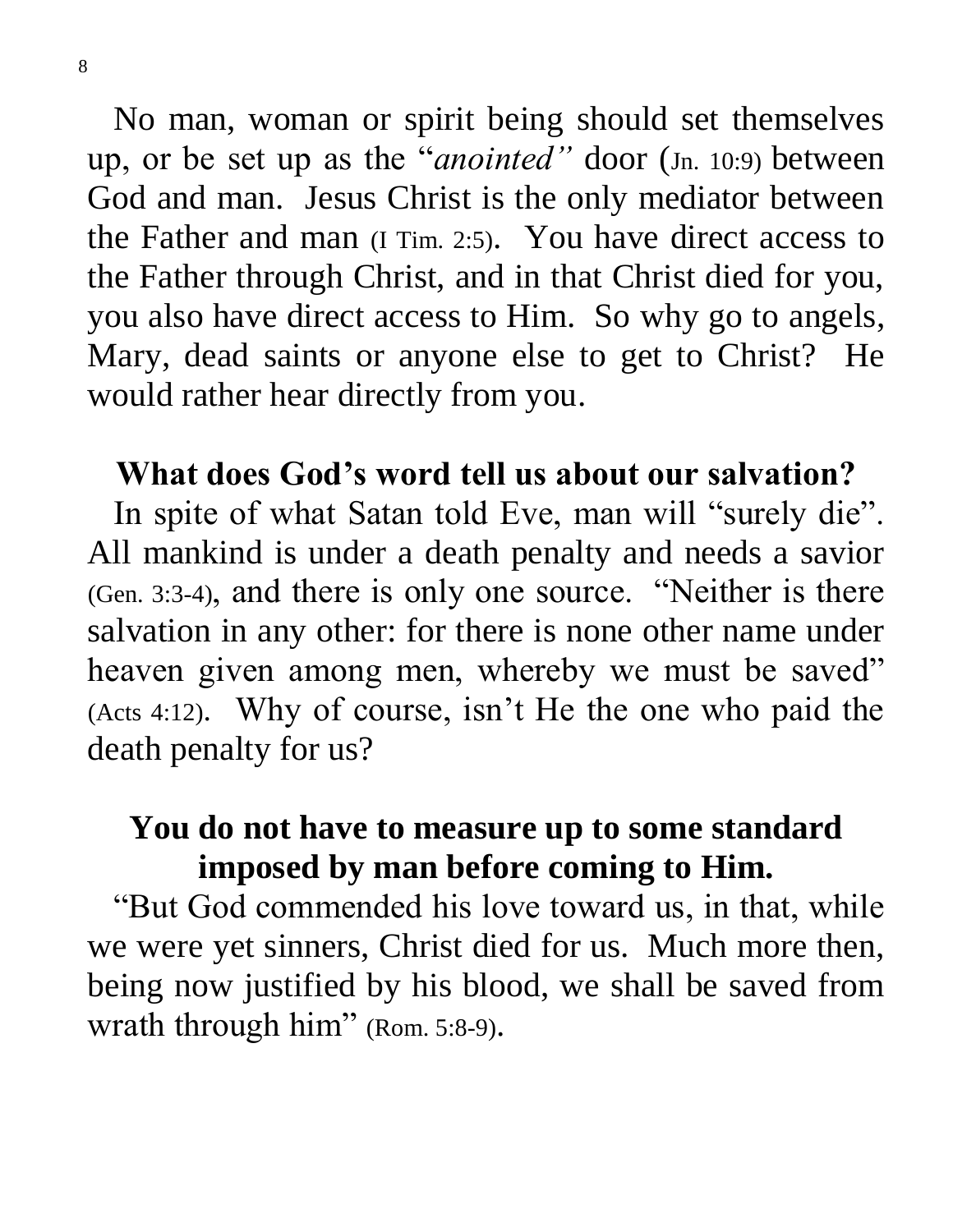No man, woman or spirit being should set themselves up, or be set up as the "*anointed"* door (Jn. 10:9) between God and man. Jesus Christ is the only mediator between the Father and man (I Tim. 2:5). You have direct access to the Father through Christ, and in that Christ died for you, you also have direct access to Him. So why go to angels, Mary, dead saints or anyone else to get to Christ? He would rather hear directly from you.

## What does God's word tell us about our salvation?

In spite of what Satan told Eve, man will "surely die". All mankind is under a death penalty and needs a savior (Gen. 3:3-4), and there is only one source. "Neither is there salvation in any other: for there is none other name under heaven given among men, whereby we must be saved" (Acts 4:12). Why of course, isn't He the one who paid the death penalty for us?

## You do not have to measure up to some standard imposed by man before coming to Him.

"But God commended his love toward us, in that, while we were yet sinners, Christ died for us. Much more then, being now justified by his blood, we shall be saved from wrath through him" (Rom. 5:8-9).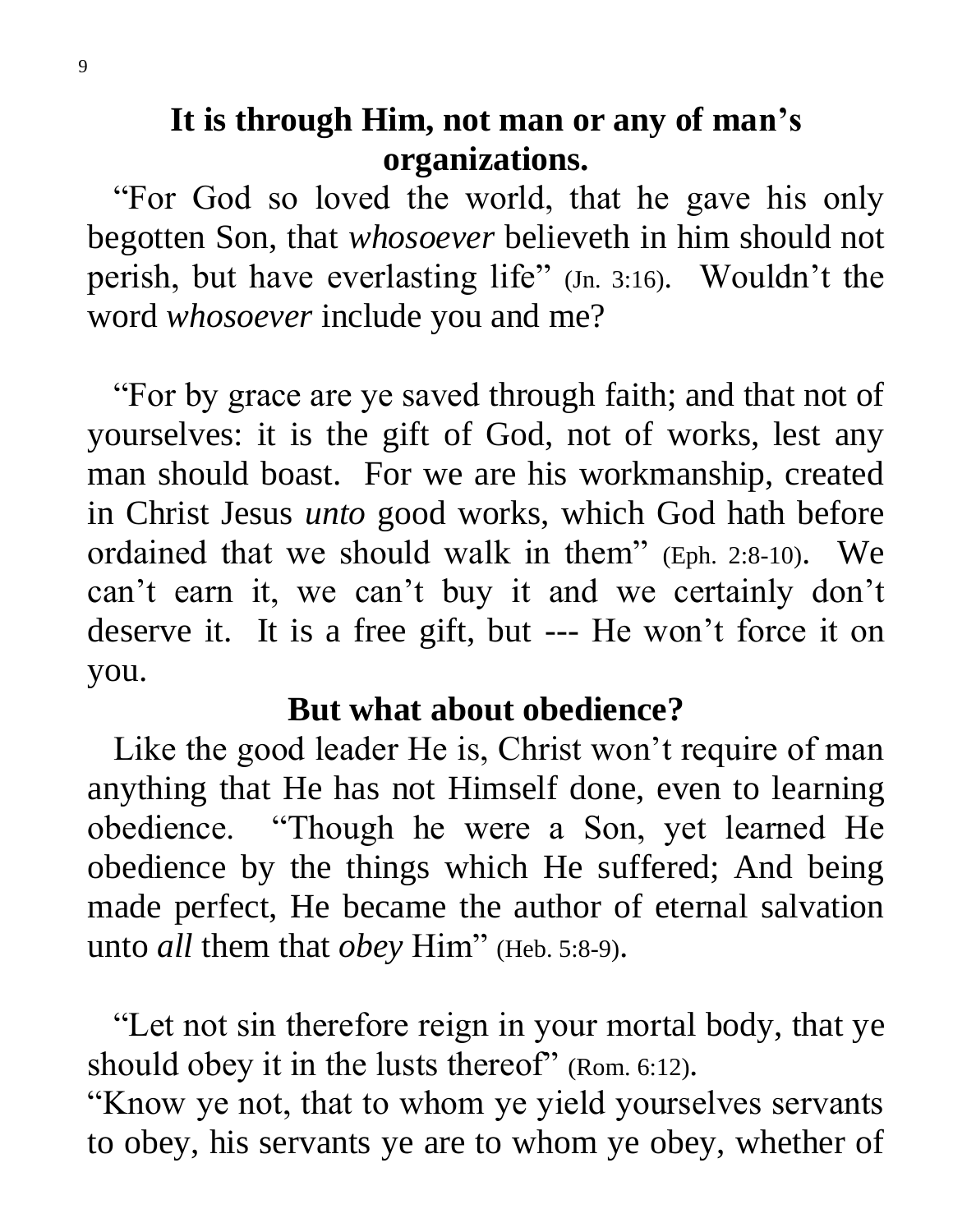## It is through Him, not man or any of man's organizations.

"For God so loved the world, that he gave his only begotten Son, that *whosoever* believeth in him should not perish, but have everlasting life" (Jn. 3:16). Wouldn't the word *whosoever* include you and me?

"For by grace are ye saved through faith; and that not of yourselves: it is the gift of God, not of works, lest any man should boast. For we are his workmanship, created in Christ Jesus *unto* good works, which God hath before ordained that we should walk in them" (Eph. 2:8-10). We can't earn it, we can't buy it and we certainly don't deserve it. It is a free gift, but --- He won't force it on you.

## But what about obedience?

Like the good leader He is, Christ won't require of man anything that He has not Himself done, even to learning obedience. "Though he were a Son, yet learned He obedience by the things which He suffered; And being made perfect, He became the author of eternal salvation unto *all* them that *obey* Him" (Heb. 5:8-9).

"Let not sin therefore reign in your mortal body, that ye should obey it in the lusts thereof" (Rom. 6:12).
"Know ye not, that to whom ye yield yourselves servants to obey, his servants ye are to whom ye obey, whether of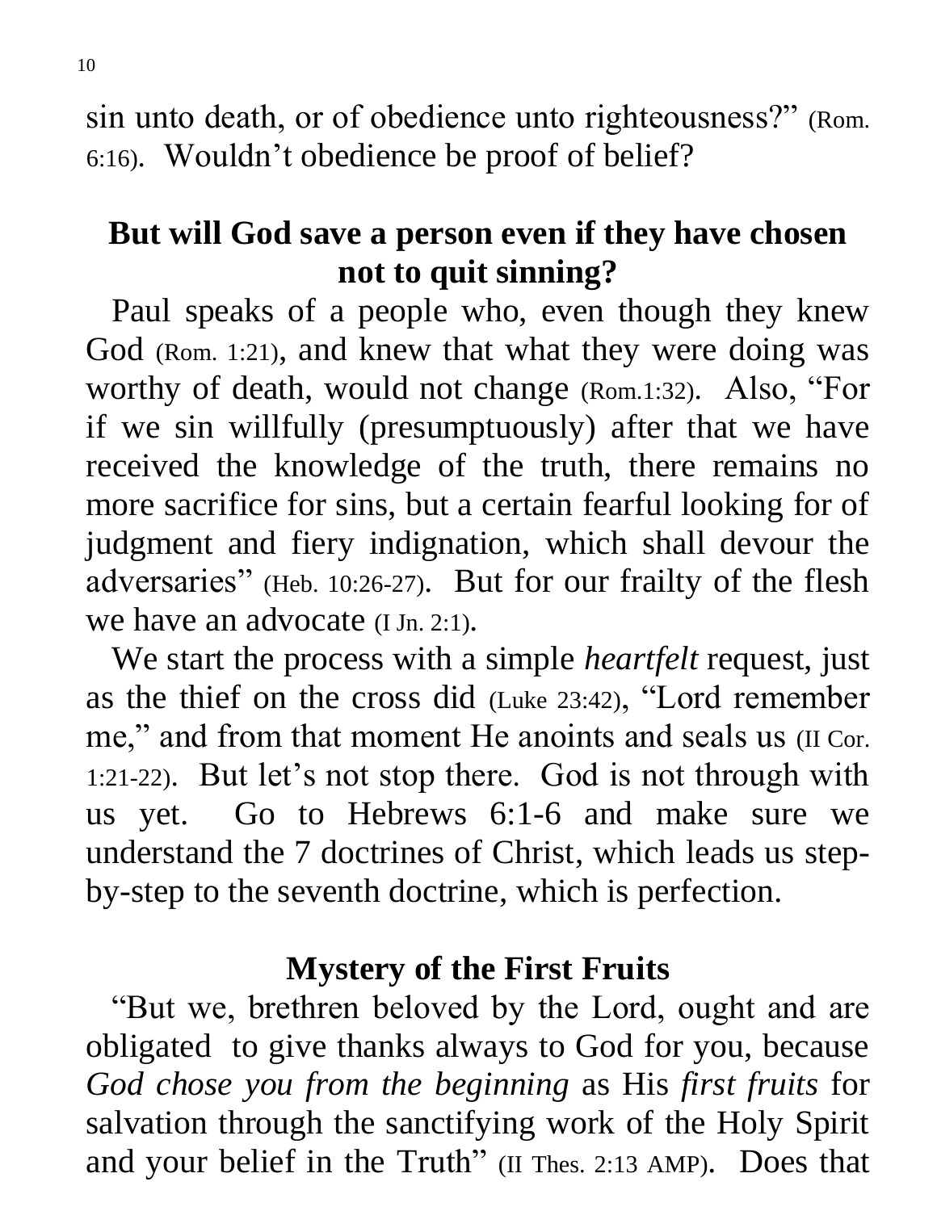sin unto death, or of obedience unto righteousness?" (Rom. 6:16). Wouldn't obedience be proof of belief?

## But will God save a person even if they have chosen not to quit sinning?

Paul speaks of a people who, even though they knew God (Rom. 1:21), and knew that what they were doing was worthy of death, would not change (Rom.1:32). Also, "For if we sin willfully (presumptuously) after that we have received the knowledge of the truth, there remains no more sacrifice for sins, but a certain fearful looking for of judgment and fiery indignation, which shall devour the adversaries" (Heb. 10:26-27). But for our frailty of the flesh we have an advocate (I Jn. 2:1).

We start the process with a simple *heartfelt* request, just as the thief on the cross did (Luke 23:42), "Lord remember me," and from that moment He anoints and seals us (II Cor. 1:21-22). But let's not stop there. God is not through with us yet. Go to Hebrews 6:1-6 and make sure we understand the 7 doctrines of Christ, which leads us step-by-step to the seventh doctrine, which is perfection.

## Mystery of the First Fruits

"But we, brethren beloved by the Lord, ought and are obligated to give thanks always to God for you, because *God chose you from the beginning* as His *first fruits* for salvation through the sanctifying work of the Holy Spirit and your belief in the Truth" (II Thes. 2:13 AMP). Does that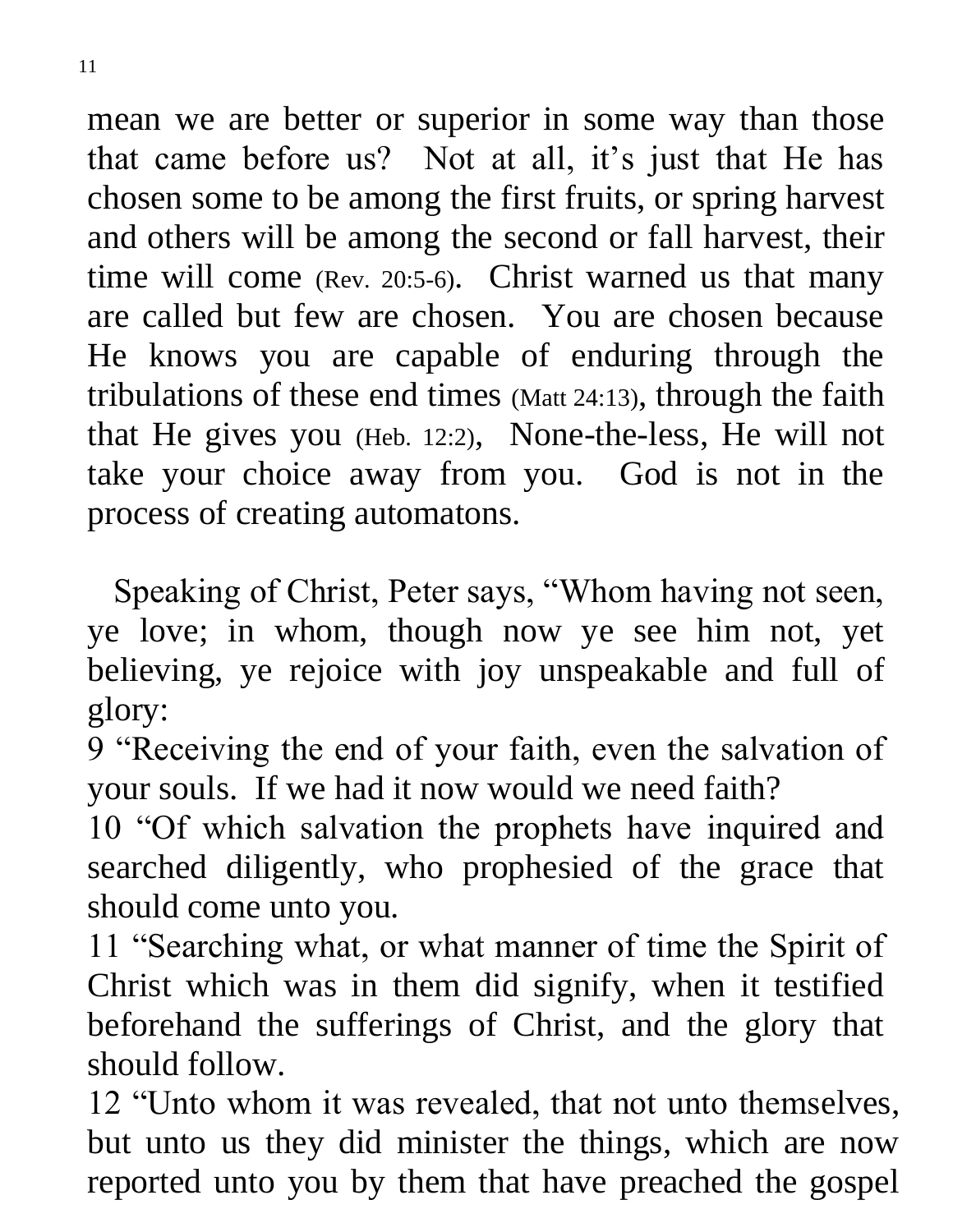mean we are better or superior in some way than those that came before us? Not at all, it's just that He has chosen some to be among the first fruits, or spring harvest and others will be among the second or fall harvest, their time will come (Rev. 20:5-6). Christ warned us that many are called but few are chosen. You are chosen because He knows you are capable of enduring through the tribulations of these end times (Matt 24:13), through the faith that He gives you (Heb. 12:2), None-the-less, He will not take your choice away from you. God is not in the process of creating automatons.

Speaking of Christ, Peter says, "Whom having not seen, ye love; in whom, though now ye see him not, yet believing, ye rejoice with joy unspeakable and full of glory:

9 "Receiving the end of your faith, even the salvation of your souls. If we had it now would we need faith?

10 "Of which salvation the prophets have inquired and searched diligently, who prophesied of the grace that should come unto you.

11 "Searching what, or what manner of time the Spirit of Christ which was in them did signify, when it testified beforehand the sufferings of Christ, and the glory that should follow.

12 "Unto whom it was revealed, that not unto themselves, but unto us they did minister the things, which are now reported unto you by them that have preached the gospel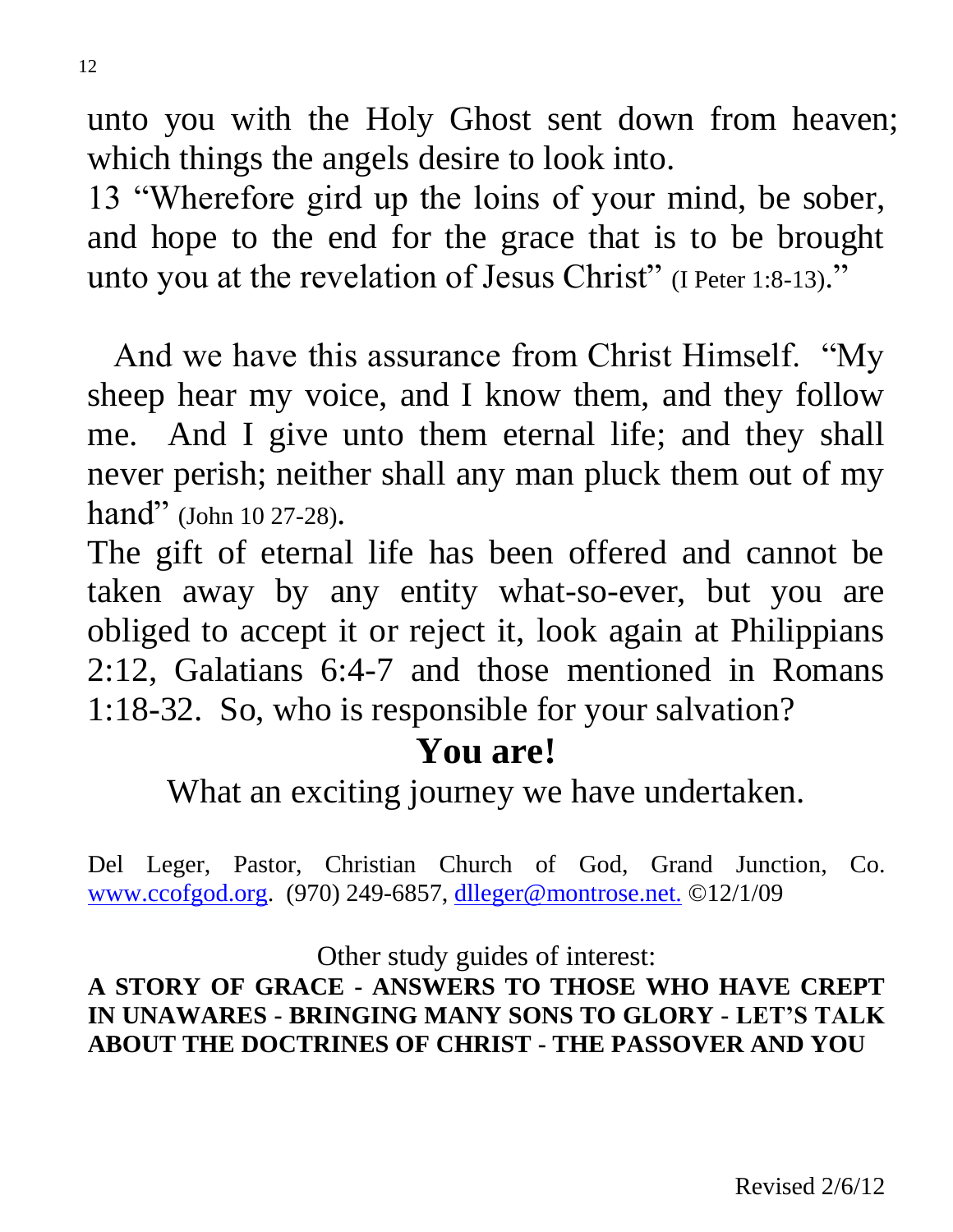unto you with the Holy Ghost sent down from heaven; which things the angels desire to look into.

13 "Wherefore gird up the loins of your mind, be sober, and hope to the end for the grace that is to be brought unto you at the revelation of Jesus Christ" (I Peter 1:8-13)."

And we have this assurance from Christ Himself. "My sheep hear my voice, and I know them, and they follow me. And I give unto them eternal life; and they shall never perish; neither shall any man pluck them out of my hand" (John 10 27-28).

The gift of eternal life has been offered and cannot be taken away by any entity what-so-ever, but you are obliged to accept it or reject it, look again at Philippians 2:12, Galatians 6:4-7 and those mentioned in Romans 1:18-32. So, who is responsible for your salvation?

**You are!**

What an exciting journey we have undertaken.

Del Leger, Pastor, Christian Church of God, Grand Junction, Co. www.ccofgod.org. (970) 249-6857, dlleger@montrose.net. ©12/1/09

Other study guides of interest:

**A STORY OF GRACE - ANSWERS TO THOSE WHO HAVE CREPT IN UNAWARES - BRINGING MANY SONS TO GLORY - LET'S TALK ABOUT THE DOCTRINES OF CHRIST - THE PASSOVER AND YOU**

Revised 2/6/12